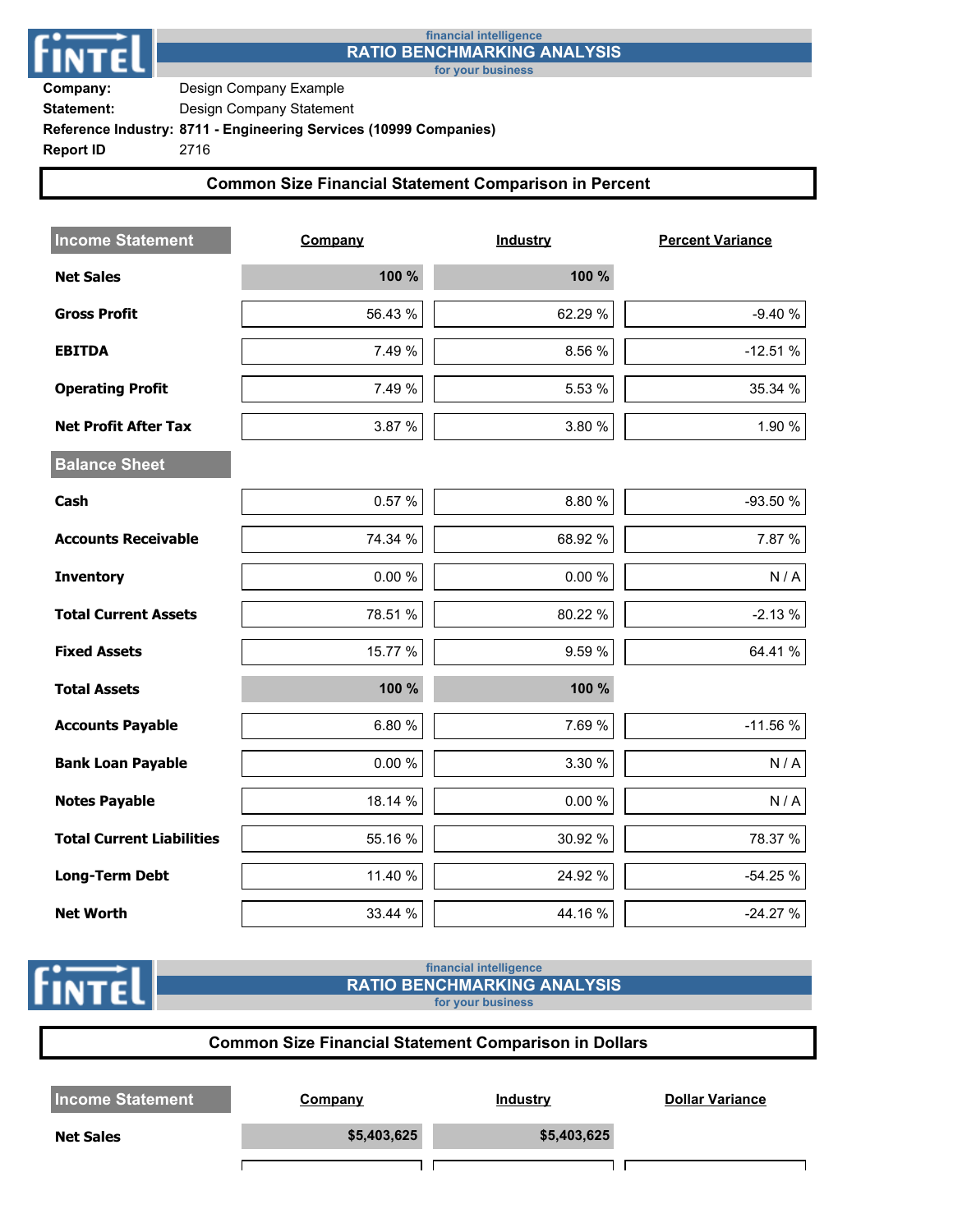financial intelligence

# RATIO BENCHMARKING ANALYSIS

for your business

**Company:** Design Company Example
**Statement:** Design Company Statement
**Reference Industry: 8711 - Engineering Services (10999 Companies)**
**Report ID** 2716

## Common Size Financial Statement Comparison in Percent

| Income Statement | Company | Industry | Percent Variance |
|---|---|---|---|
| **Net Sales** | **100 %** | **100 %** | |
| **Gross Profit** | 56.43 % | 62.29 % | -9.40 % |
| **EBITDA** | 7.49 % | 8.56 % | -12.51 % |
| **Operating Profit** | 7.49 % | 5.53 % | 35.34 % |
| **Net Profit After Tax** | 3.87 % | 3.80 % | 1.90 % |
| **Balance Sheet** | | | |
| **Cash** | 0.57 % | 8.80 % | -93.50 % |
| **Accounts Receivable** | 74.34 % | 68.92 % | 7.87 % |
| **Inventory** | 0.00 % | 0.00 % | N / A |
| **Total Current Assets** | 78.51 % | 80.22 % | -2.13 % |
| **Fixed Assets** | 15.77 % | 9.59 % | 64.41 % |
| **Total Assets** | **100 %** | **100 %** | |
| **Accounts Payable** | 6.80 % | 7.69 % | -11.56 % |
| **Bank Loan Payable** | 0.00 % | 3.30 % | N / A |
| **Notes Payable** | 18.14 % | 0.00 % | N / A |
| **Total Current Liabilities** | 55.16 % | 30.92 % | 78.37 % |
| **Long-Term Debt** | 11.40 % | 24.92 % | -54.25 % |
| **Net Worth** | 33.44 % | 44.16 % | -24.27 % |

financial intelligence

# RATIO BENCHMARKING ANALYSIS

for your business

## Common Size Financial Statement Comparison in Dollars

| Income Statement | Company | Industry | Dollar Variance |
|---|---|---|---|
| **Net Sales** | **$5,403,625** | **$5,403,625** | |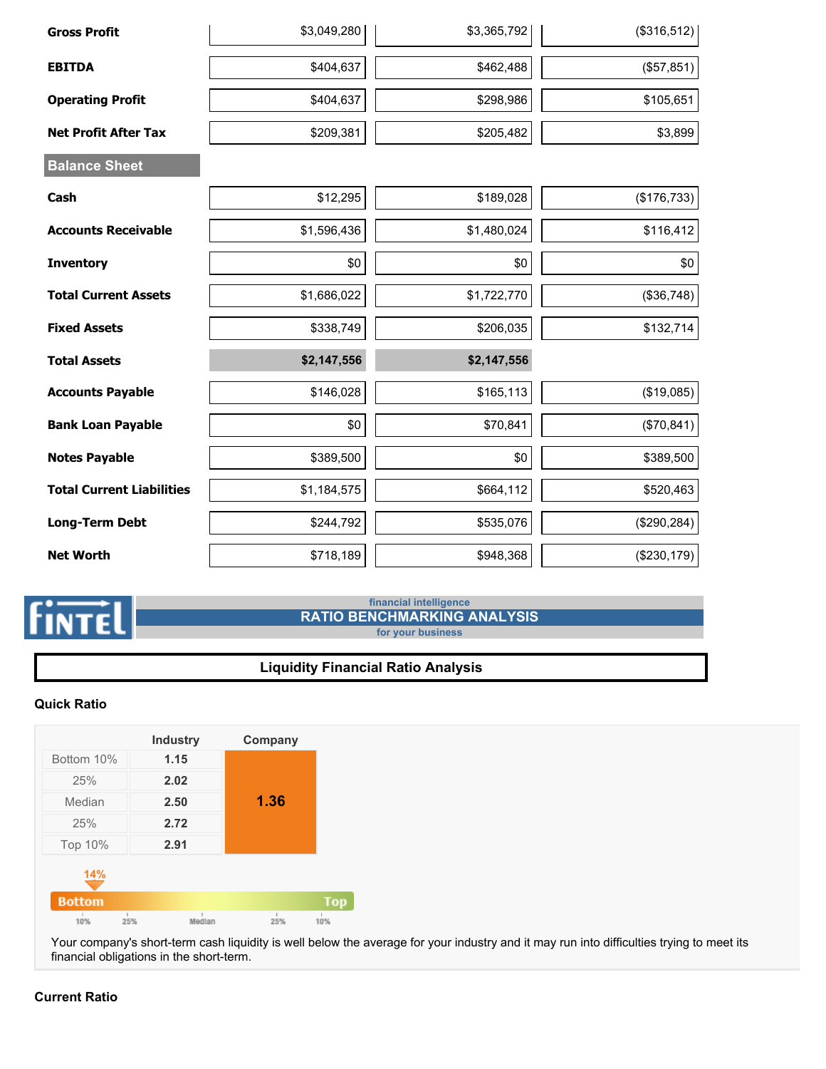| | | | |
|---|---|---|---|
| **Gross Profit** | $3,049,280 | $3,365,792 | ($316,512) |
| **EBITDA** | $404,637 | $462,488 | ($57,851) |
| **Operating Profit** | $404,637 | $298,986 | $105,651 |
| **Net Profit After Tax** | $209,381 | $205,482 | $3,899 |
| **Balance Sheet** | | | |
| **Cash** | $12,295 | $189,028 | ($176,733) |
| **Accounts Receivable** | $1,596,436 | $1,480,024 | $116,412 |
| **Inventory** | $0 | $0 | $0 |
| **Total Current Assets** | $1,686,022 | $1,722,770 | ($36,748) |
| **Fixed Assets** | $338,749 | $206,035 | $132,714 |
| **Total Assets** | **$2,147,556** | **$2,147,556** | |
| **Accounts Payable** | $146,028 | $165,113 | ($19,085) |
| **Bank Loan Payable** | $0 | $70,841 | ($70,841) |
| **Notes Payable** | $389,500 | $0 | $389,500 |
| **Total Current Liabilities** | $1,184,575 | $664,112 | $520,463 |
| **Long-Term Debt** | $244,792 | $535,076 | ($290,284) |
| **Net Worth** | $718,189 | $948,368 | ($230,179) |

FINTEL

financial intelligence

## RATIO BENCHMARKING ANALYSIS

for your business

## Liquidity Financial Ratio Analysis

### Quick Ratio

| | Industry | Company |
|---|---|---|
| Bottom 10% | 1.15 | 1.36 |
| 25% | 2.02 | |
| Median | 2.50 | |
| 25% | 2.72 | |
| Top 10% | 2.91 | |

14%

Bottom — Top (10%, 25%, Median, 25%, 10%)

Your company's short-term cash liquidity is well below the average for your industry and it may run into difficulties trying to meet its financial obligations in the short-term.

### Current Ratio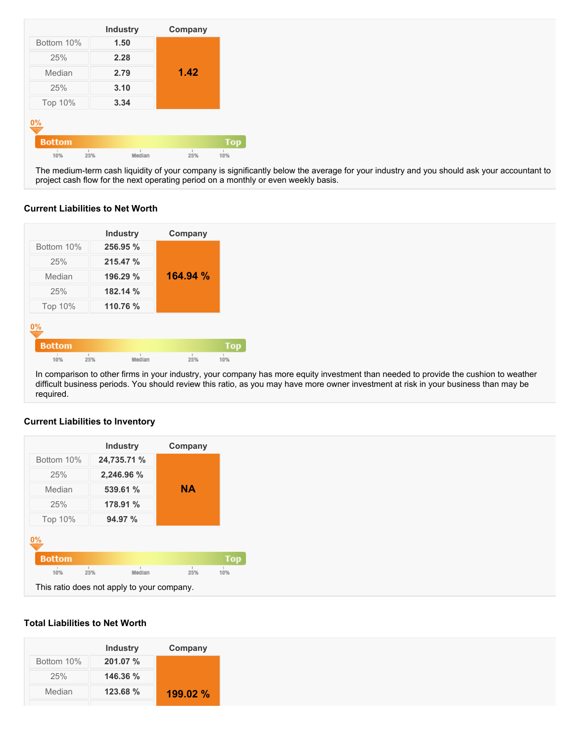| | Industry | Company |
|---|---|---|
| Bottom 10% | 1.50 | 1.42 |
| 25% | 2.28 | |
| Median | 2.79 | |
| 25% | 3.10 | |
| Top 10% | 3.34 | |

0%

Bottom — Top

10% 25% Median 25% 10%

The medium-term cash liquidity of your company is significantly below the average for your industry and you should ask your accountant to project cash flow for the next operating period on a monthly or even weekly basis.

### Current Liabilities to Net Worth

| | Industry | Company |
|---|---|---|
| Bottom 10% | 256.95 % | 164.94 % |
| 25% | 215.47 % | |
| Median | 196.29 % | |
| 25% | 182.14 % | |
| Top 10% | 110.76 % | |

0%

Bottom — Top

10% 25% Median 25% 10%

In comparison to other firms in your industry, your company has more equity investment than needed to provide the cushion to weather difficult business periods. You should review this ratio, as you may have more owner investment at risk in your business than may be required.

### Current Liabilities to Inventory

| | Industry | Company |
|---|---|---|
| Bottom 10% | 24,735.71 % | NA |
| 25% | 2,246.96 % | |
| Median | 539.61 % | |
| 25% | 178.91 % | |
| Top 10% | 94.97 % | |

0%

Bottom — Top

10% 25% Median 25% 10%

This ratio does not apply to your company.

### Total Liabilities to Net Worth

| | Industry | Company |
|---|---|---|
| Bottom 10% | 201.07 % | 199.02 % |
| 25% | 146.36 % | |
| Median | 123.68 % | |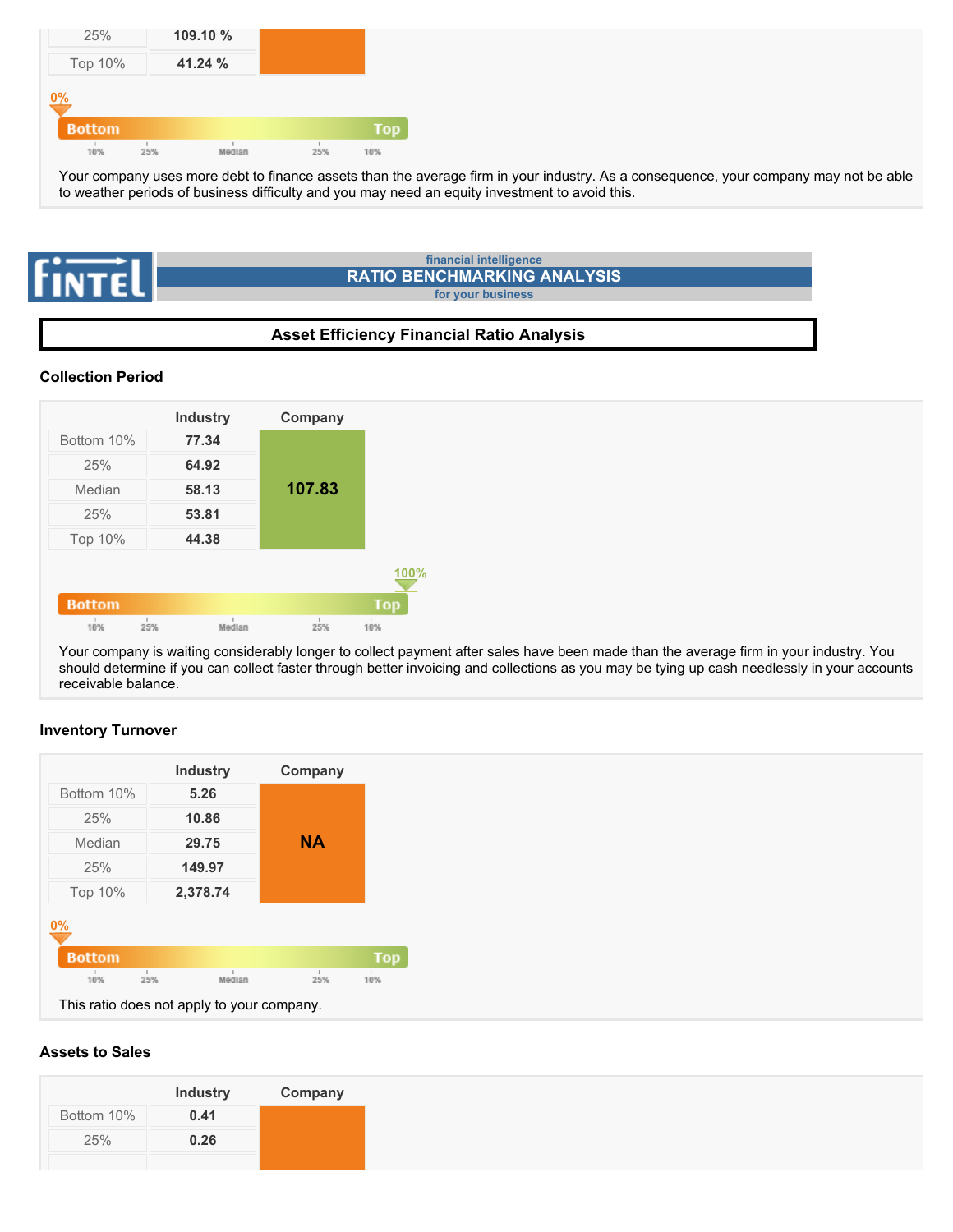| | Industry | Company |
|---|---|---|
| 25% | 109.10 % | |
| Top 10% | 41.24 % | |

0%

Bottom — Top (10% | 25% | Median | 25% | 10%)

Your company uses more debt to finance assets than the average firm in your industry. As a consequence, your company may not be able to weather periods of business difficulty and you may need an equity investment to avoid this.

financial intelligence
**RATIO BENCHMARKING ANALYSIS**
for your business

## Asset Efficiency Financial Ratio Analysis

### Collection Period

| | Industry | Company |
|---|---|---|
| Bottom 10% | 77.34 | 107.83 |
| 25% | 64.92 | |
| Median | 58.13 | |
| 25% | 53.81 | |
| Top 10% | 44.38 | |

100%

Bottom — Top (10% | 25% | Median | 25% | 10%)

Your company is waiting considerably longer to collect payment after sales have been made than the average firm in your industry. You should determine if you can collect faster through better invoicing and collections as you may be tying up cash needlessly in your accounts receivable balance.

### Inventory Turnover

| | Industry | Company |
|---|---|---|
| Bottom 10% | 5.26 | NA |
| 25% | 10.86 | |
| Median | 29.75 | |
| 25% | 149.97 | |
| Top 10% | 2,378.74 | |

0%

Bottom — Top (10% | 25% | Median | 25% | 10%)

This ratio does not apply to your company.

### Assets to Sales

| | Industry | Company |
|---|---|---|
| Bottom 10% | 0.41 | |
| 25% | 0.26 | |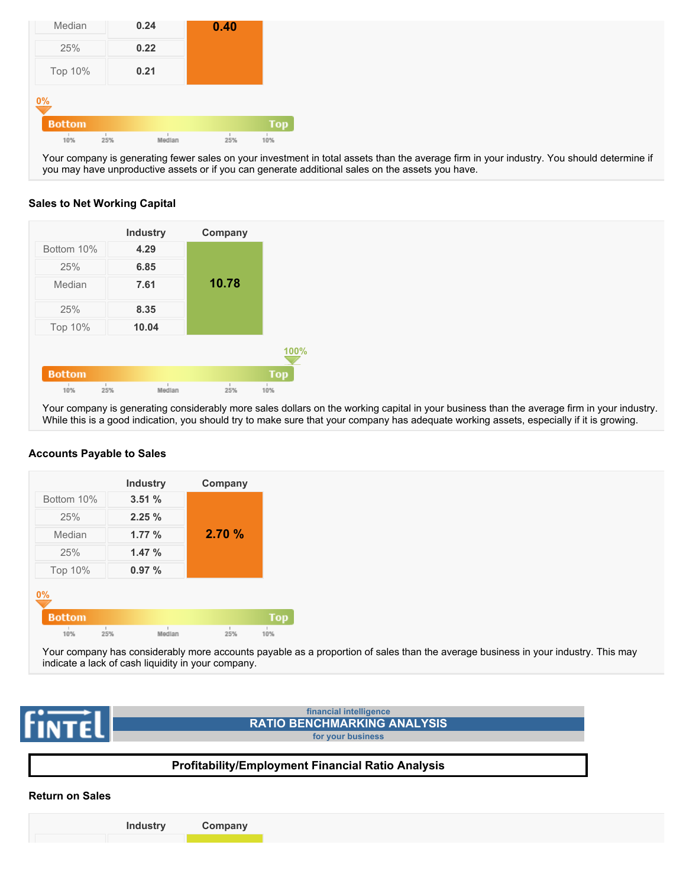| | Industry | Company |
|---|---|---|
| Median | 0.24 | 0.40 |
| 25% | 0.22 | |
| Top 10% | 0.21 | |

0%

Bottom — Top

10% 25% Median 25% 10%

Your company is generating fewer sales on your investment in total assets than the average firm in your industry. You should determine if you may have unproductive assets or if you can generate additional sales on the assets you have.

### Sales to Net Working Capital

| | Industry | Company |
|---|---|---|
| Bottom 10% | 4.29 | 10.78 |
| 25% | 6.85 | |
| Median | 7.61 | |
| 25% | 8.35 | |
| Top 10% | 10.04 | |

100%

Bottom — Top

10% 25% Median 25% 10%

Your company is generating considerably more sales dollars on the working capital in your business than the average firm in your industry. While this is a good indication, you should try to make sure that your company has adequate working assets, especially if it is growing.

### Accounts Payable to Sales

| | Industry | Company |
|---|---|---|
| Bottom 10% | 3.51 % | 2.70 % |
| 25% | 2.25 % | |
| Median | 1.77 % | |
| 25% | 1.47 % | |
| Top 10% | 0.97 % | |

0%

Bottom — Top

10% 25% Median 25% 10%

Your company has considerably more accounts payable as a proportion of sales than the average business in your industry. This may indicate a lack of cash liquidity in your company.

FINTEL — financial intelligence — RATIO BENCHMARKING ANALYSIS — for your business

## Profitability/Employment Financial Ratio Analysis

### Return on Sales

| | Industry | Company |
|---|---|---|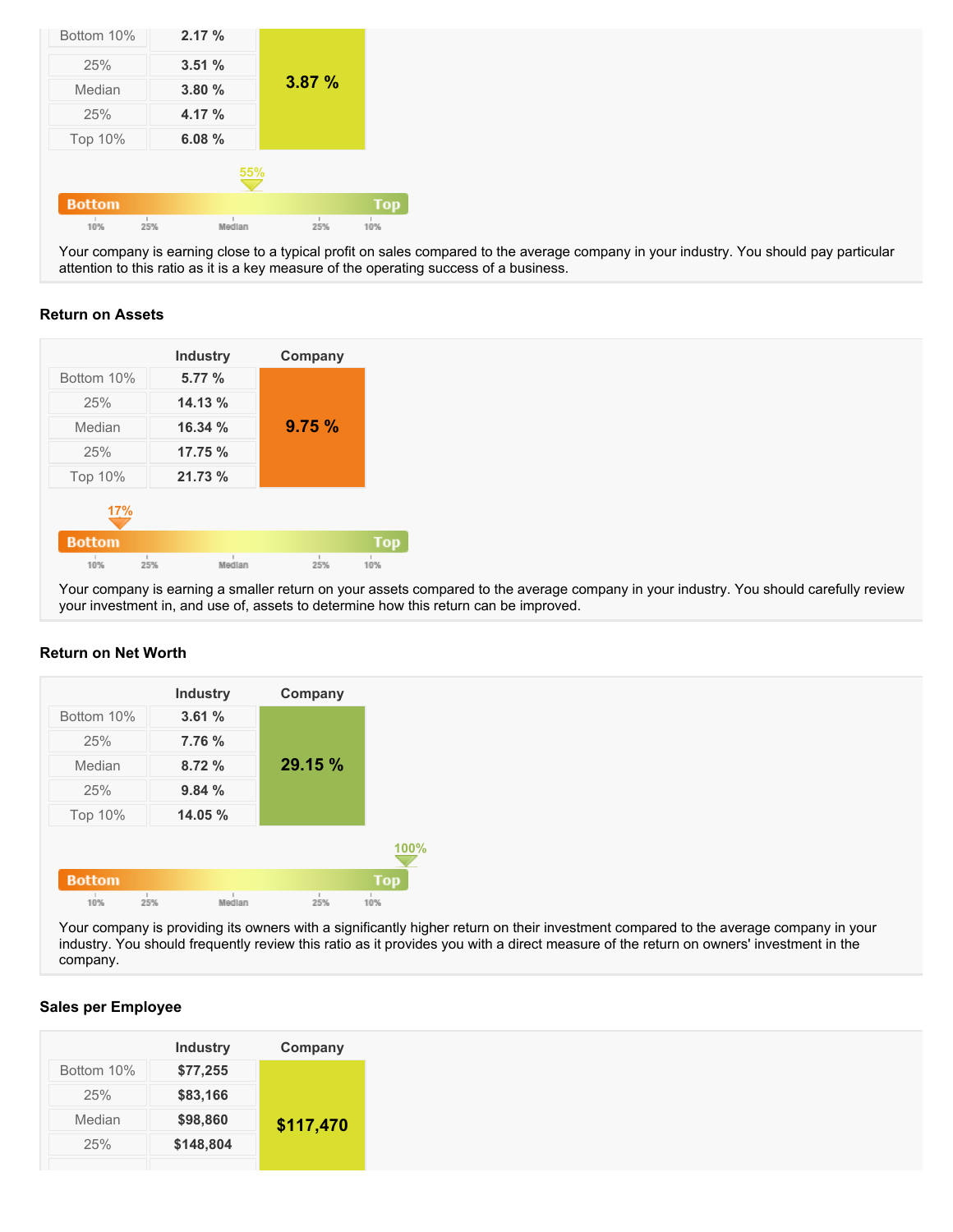| | Industry | Company |
|---|---|---|
| Bottom 10% | 2.17 % | 3.87 % |
| 25% | 3.51 % | |
| Median | 3.80 % | |
| 25% | 4.17 % | |
| Top 10% | 6.08 % | |

55%

Bottom — Top

10% 25% Median 25% 10%

Your company is earning close to a typical profit on sales compared to the average company in your industry. You should pay particular attention to this ratio as it is a key measure of the operating success of a business.

### Return on Assets

| | Industry | Company |
|---|---|---|
| Bottom 10% | 5.77 % | 9.75 % |
| 25% | 14.13 % | |
| Median | 16.34 % | |
| 25% | 17.75 % | |
| Top 10% | 21.73 % | |

17%

Bottom — Top

10% 25% Median 25% 10%

Your company is earning a smaller return on your assets compared to the average company in your industry. You should carefully review your investment in, and use of, assets to determine how this return can be improved.

### Return on Net Worth

| | Industry | Company |
|---|---|---|
| Bottom 10% | 3.61 % | 29.15 % |
| 25% | 7.76 % | |
| Median | 8.72 % | |
| 25% | 9.84 % | |
| Top 10% | 14.05 % | |

100%

Bottom — Top

10% 25% Median 25% 10%

Your company is providing its owners with a significantly higher return on their investment compared to the average company in your industry. You should frequently review this ratio as it provides you with a direct measure of the return on owners' investment in the company.

### Sales per Employee

| | Industry | Company |
|---|---|---|
| Bottom 10% | $77,255 | $117,470 |
| 25% | $83,166 | |
| Median | $98,860 | |
| 25% | $148,804 | |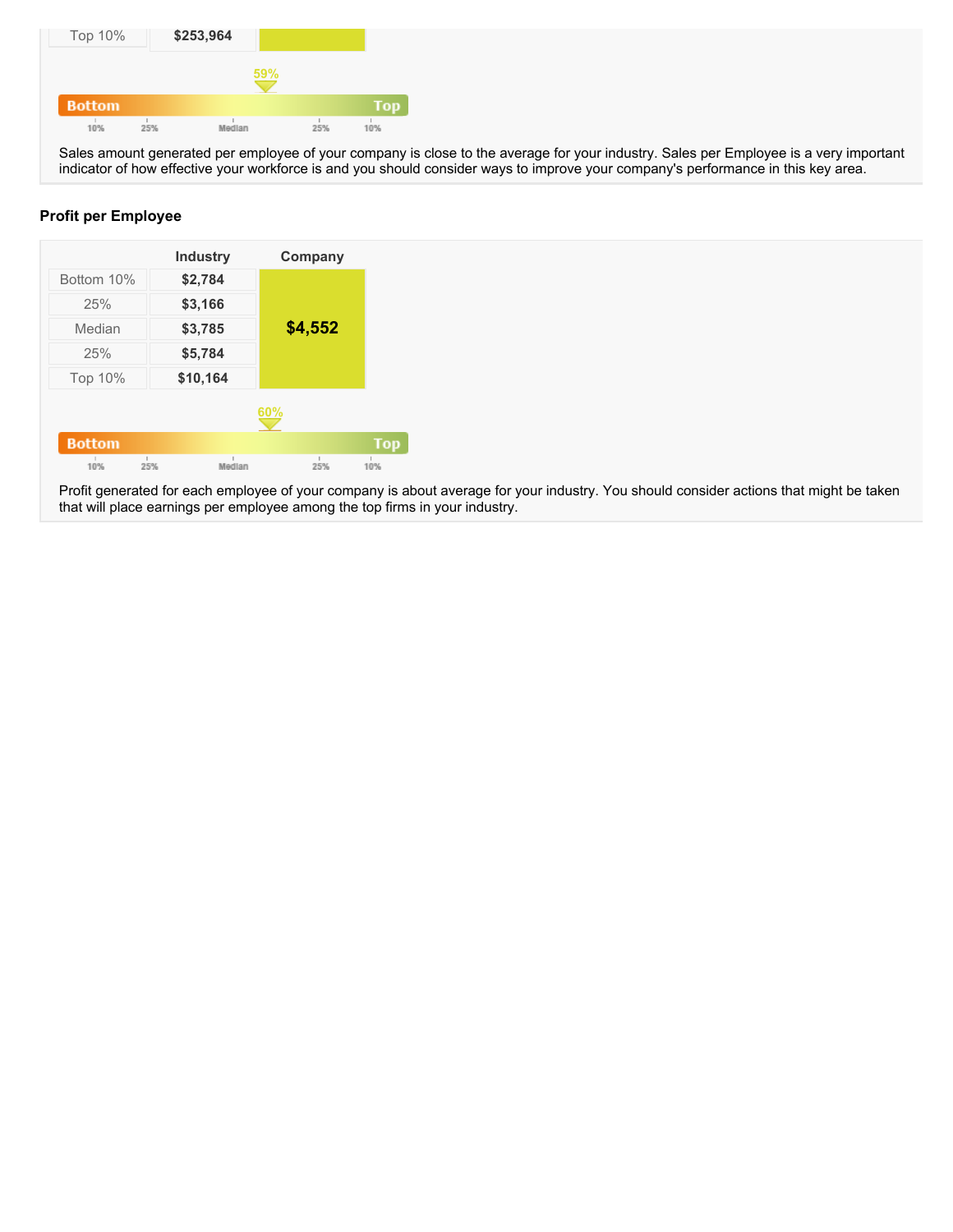| | Industry | Company |
|---|---|---|
| Top 10% | $253,964 | |

59%

Bottom Top

10% 25% Median 25% 10%

Sales amount generated per employee of your company is close to the average for your industry. Sales per Employee is a very important indicator of how effective your workforce is and you should consider ways to improve your company's performance in this key area.

### Profit per Employee

| | Industry | Company |
|---|---|---|
| Bottom 10% | $2,784 | $4,552 |
| 25% | $3,166 | |
| Median | $3,785 | |
| 25% | $5,784 | |
| Top 10% | $10,164 | |

60%

Bottom Top

10% 25% Median 25% 10%

Profit generated for each employee of your company is about average for your industry. You should consider actions that might be taken that will place earnings per employee among the top firms in your industry.